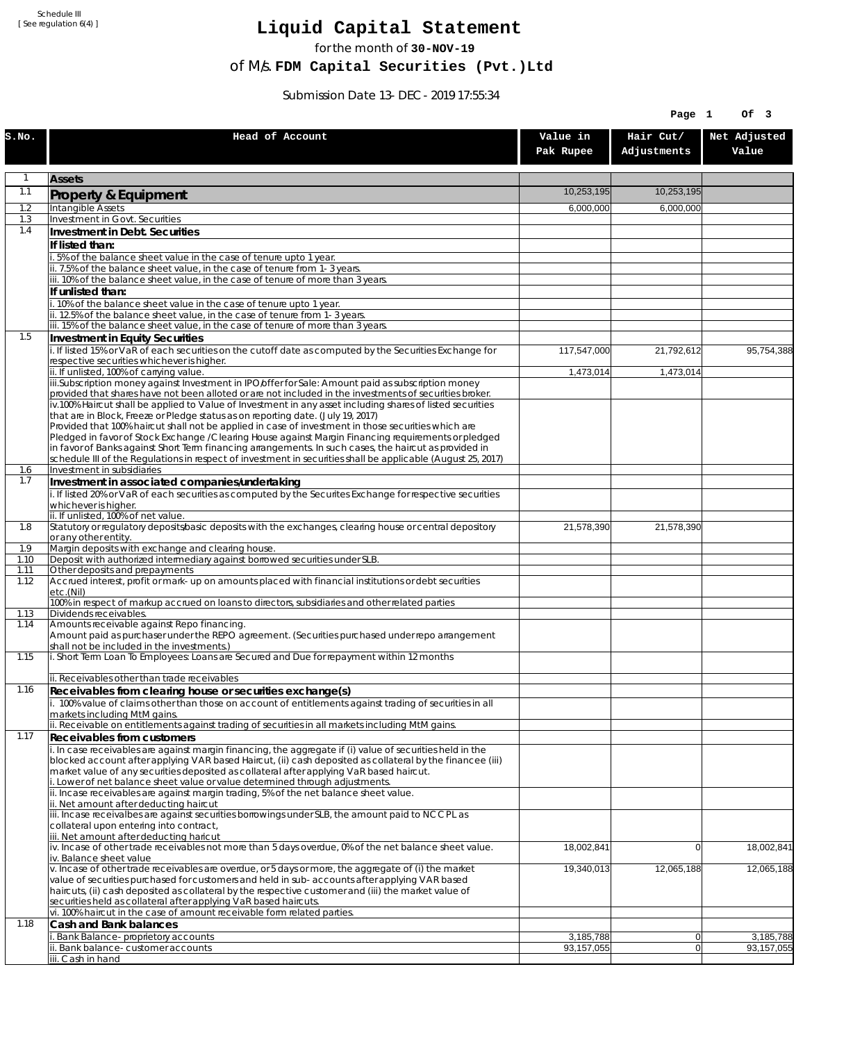Schedule III
[ See regulation 6(4) ]

# Liquid Capital Statement

for the month of **30-NOV-19**

of M/s. **FDM Capital Securities (Pvt.)Ltd**

Submission Date 13-DEC-2019 17:55:34

| S.No. | Head of Account | Value in Pak Rupee | Hair Cut/ Adjustments | Net Adjusted Value |
|---|---|---|---|---|
| 1 | **Assets** | | | |
| 1.1 | **Property & Equipment** | 10,253,195 | 10,253,195 | |
| 1.2 | Intangible Assets | 6,000,000 | 6,000,000 | |
| 1.3 | Investment in Govt. Securities | | | |
| 1.4 | **Investment in Debt. Securities** | | | |
| | **If listed than:** | | | |
| | i. 5% of the balance sheet value in the case of tenure upto 1 year. | | | |
| | ii. 7.5% of the balance sheet value, in the case of tenure from 1-3 years. | | | |
| | iii. 10% of the balance sheet value, in the case of tenure of more than 3 years. | | | |
| | **If unlisted than:** | | | |
| | i. 10% of the balance sheet value in the case of tenure upto 1 year. | | | |
| | ii. 12.5% of the balance sheet value, in the case of tenure from 1-3 years. | | | |
| | iii. 15% of the balance sheet value, in the case of tenure of more than 3 years. | | | |
| 1.5 | **Investment in Equity Securities** | | | |
| | i. If listed 15% or VaR of each securities on the cutoff date as computed by the Securities Exchange for respective securities whichever is higher. | 117,547,000 | 21,792,612 | 95,754,388 |
| | ii. If unlisted, 100% of carrying value. | 1,473,014 | 1,473,014 | |
| | iii.Subscription money against Investment in IPO/offer for Sale: Amount paid as subscription money provided that shares have not been alloted or are not included in the investments of securities broker. | | | |
| | iv.100% Haircut shall be applied to Value of Investment in any asset including shares of listed securities that are in Block, Freeze or Pledge status as on reporting date. (July 19, 2017) Provided that 100% haircut shall not be applied in case of investment in those securities which are Pledged in favor of Stock Exchange / Clearing House against Margin Financing requirements or pledged in favor of Banks against Short Term financing arrangements. In such cases, the haircut as provided in schedule III of the Regulations in respect of investment in securities shall be applicable (August 25, 2017) | | | |
| 1.6 | Investment in subsidiaries | | | |
| 1.7 | **Investment in associated companies/undertaking** | | | |
| | i. If listed 20% or VaR of each securities as computed by the Securites Exchange for respective securities whichever is higher. | | | |
| | ii. If unlisted, 100% of net value. | | | |
| 1.8 | Statutory or regulatory deposits/basic deposits with the exchanges, clearing house or central depository or any other entity. | 21,578,390 | 21,578,390 | |
| 1.9 | Margin deposits with exchange and clearing house. | | | |
| 1.10 | Deposit with authorized intermediary against borrowed securities under SLB. | | | |
| 1.11 | Other deposits and prepayments | | | |
| 1.12 | Accrued interest, profit or mark-up on amounts placed with financial institutions or debt securities etc.(Nil) | | | |
| | 100% in respect of markup accrued on loans to directors, subsidiaries and other related parties | | | |
| 1.13 | Dividends receivables. | | | |
| 1.14 | Amounts receivable against Repo financing. Amount paid as purchaser under the REPO agreement. (Securities purchased under repo arrangement shall not be included in the investments.) | | | |
| 1.15 | i. Short Term Loan To Employees: Loans are Secured and Due for repayment within 12 months | | | |
| | ii. Receivables other than trade receivables | | | |
| 1.16 | **Receivables from clearing house or securities exchange(s)** | | | |
| | i. 100% value of claims other than those on account of entitlements against trading of securities in all markets including MtM gains. | | | |
| | ii. Receivable on entitlements against trading of securities in all markets including MtM gains. | | | |
| 1.17 | **Receivables from customers** | | | |
| | i. In case receivables are against margin financing, the aggregate if (i) value of securities held in the blocked account after applying VAR based Haircut, (ii) cash deposited as collateral by the financee (iii) market value of any securities deposited as collateral after applying VaR based haircut.<br>i. Lower of net balance sheet value or value determined through adjustments. | | | |
| | ii. Incase receivables are against margin trading, 5% of the net balance sheet value.<br>ii. Net amount after deducting haircut | | | |
| | iii. Incase receivalbes are against securities borrowings under SLB, the amount paid to NCCPL as collateral upon entering into contract,<br>iii. Net amount after deducting haricut | | | |
| | iv. Incase of other trade receivables not more than 5 days overdue, 0% of the net balance sheet value.<br>iv. Balance sheet value | 18,002,841 | 0 | 18,002,841 |
| | v. Incase of other trade receivables are overdue, or 5 days or more, the aggregate of (i) the market value of securities purchased for customers and held in sub-accounts after applying VAR based haircuts, (ii) cash deposited as collateral by the respective customer and (iii) the market value of securities held as collateral after applying VaR based haircuts. | 19,340,013 | 12,065,188 | 12,065,188 |
| | vi. 100% haircut in the case of amount receivable form related parties. | | | |
| 1.18 | **Cash and Bank balances** | | | |
| | i. Bank Balance-proprietory accounts | 3,185,788 | 0 | 3,185,788 |
| | ii. Bank balance-customer accounts | 93,157,055 | 0 | 93,157,055 |
| | iii. Cash in hand | | | |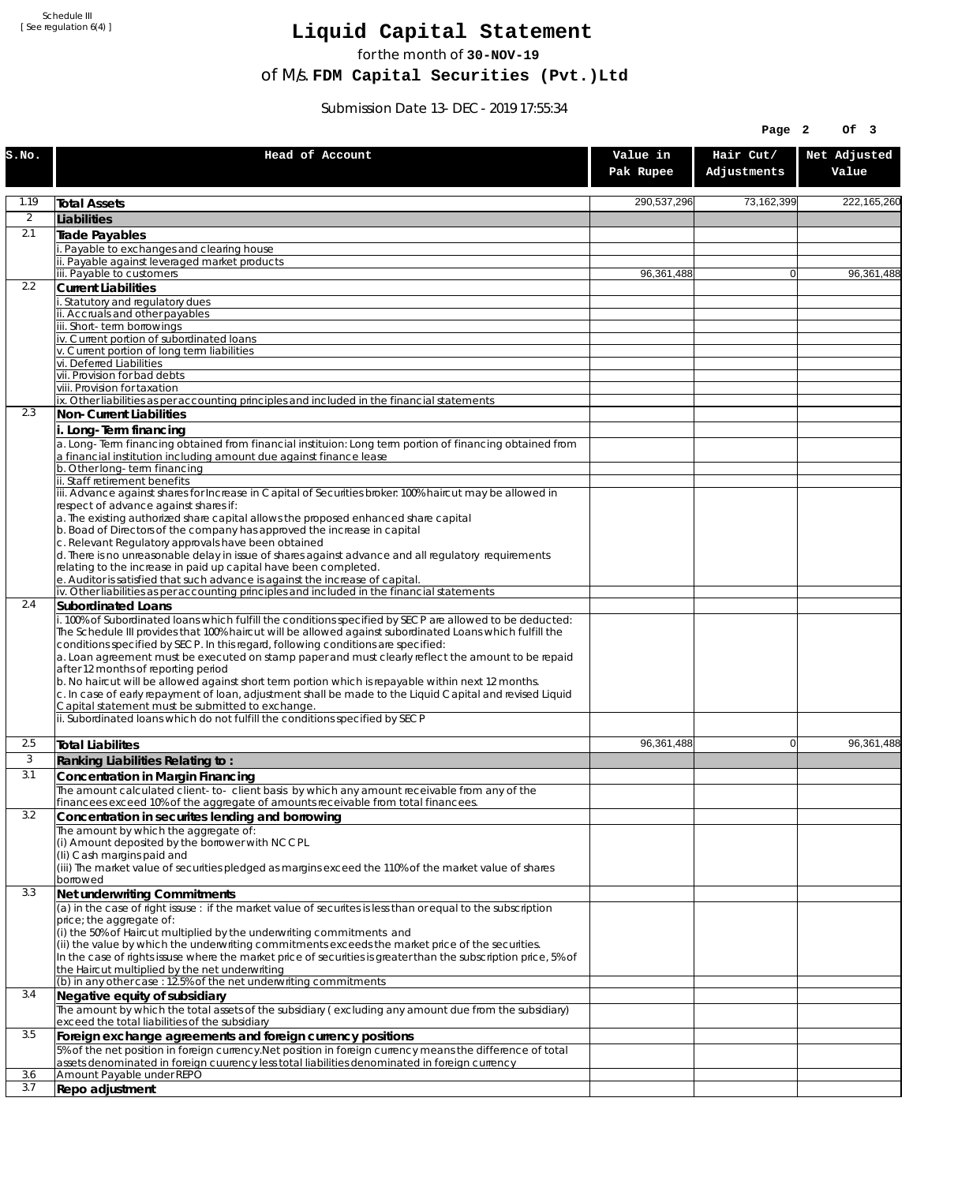Schedule III
[ See regulation 6(4) ]

# Liquid Capital Statement

for the month of **30-NOV-19**

of M/s. **FDM Capital Securities (Pvt.)Ltd**

Submission Date 13-DEC-2019 17:55:34

| S.No. | Head of Account | Value in Pak Rupee | Hair Cut/ Adjustments | Net Adjusted Value |
|---|---|---|---|---|
| 1.19 | **Total Assets** | 290,537,296 | 73,162,399 | 222,165,260 |
| 2 | **Liabilities** | | | |
| 2.1 | **Trade Payables** | | | |
| | i. Payable to exchanges and clearing house | | | |
| | ii. Payable against leveraged market products | | | |
| | iii. Payable to customers | 96,361,488 | 0 | 96,361,488 |
| 2.2 | **Current Liabilities** | | | |
| | i. Statutory and regulatory dues | | | |
| | ii. Accruals and other payables | | | |
| | iii. Short-term borrowings | | | |
| | iv. Current portion of subordinated loans | | | |
| | v. Current portion of long term liabilities | | | |
| | vi. Deferred Liabilities | | | |
| | vii. Provision for bad debts | | | |
| | viii. Provision for taxation | | | |
| | ix. Other liabilities as per accounting principles and included in the financial statements | | | |
| 2.3 | **Non-Current Liabilities** | | | |
| | **i. Long-Term financing** | | | |
| | a. Long-Term financing obtained from financial instituion: Long term portion of financing obtained from a financial institution including amount due against finance lease | | | |
| | b. Other long-term financing | | | |
| | ii. Staff retirement benefits | | | |
| | iii. Advance against shares for Increase in Capital of Securities broker: 100% haircut may be allowed in respect of advance against shares if:<br>a. The existing authorized share capital allows the proposed enhanced share capital<br>b. Boad of Directors of the company has approved the increase in capital<br>c. Relevant Regulatory approvals have been obtained<br>d. There is no unreasonable delay in issue of shares against advance and all regulatory requirements relating to the increase in paid up capital have been completed.<br>e. Auditor is satisfied that such advance is against the increase of capital. | | | |
| | iv. Other liabilities as per accounting principles and included in the financial statements | | | |
| 2.4 | **Subordinated Loans** | | | |
| | i. 100% of Subordinated loans which fulfill the conditions specified by SECP are allowed to be deducted:<br>The Schedule III provides that 100% haircut will be allowed against subordinated Loans which fulfill the conditions specified by SECP. In this regard, following conditions are specified:<br>a. Loan agreement must be executed on stamp paper and must clearly reflect the amount to be repaid after 12 months of reporting period<br>b. No haircut will be allowed against short term portion which is repayable within next 12 months.<br>c. In case of early repayment of loan, adjustment shall be made to the Liquid Capital and revised Liquid Capital statement must be submitted to exchange. | | | |
| | ii. Subordinated loans which do not fulfill the conditions specified by SECP | | | |
| 2.5 | **Total Liabilites** | 96,361,488 | 0 | 96,361,488 |
| 3 | **Ranking Liabilities Relating to :** | | | |
| 3.1 | **Concentration in Margin Financing** | | | |
| | The amount calculated client-to- client basis by which any amount receivable from any of the financees exceed 10% of the aggregate of amounts receivable from total financees. | | | |
| 3.2 | **Concentration in securites lending and borrowing** | | | |
| | The amount by which the aggregate of:<br>(i) Amount deposited by the borrower with NCCPL<br>(Ii) Cash margins paid and<br>(iii) The market value of securities pledged as margins exceed the 110% of the market value of shares borrowed | | | |
| 3.3 | **Net underwriting Commitments** | | | |
| | (a) in the case of right issuse : if the market value of securites is less than or equal to the subscription price; the aggregate of:<br>(i) the 50% of Haircut multiplied by the underwriting commitments and<br>(ii) the value by which the underwriting commitments exceeds the market price of the securities.<br>In the case of rights issuse where the market price of securities is greater than the subscription price, 5% of the Haircut multiplied by the net underwriting | | | |
| | (b) in any other case : 12.5% of the net underwriting commitments | | | |
| 3.4 | **Negative equity of subsidiary** | | | |
| | The amount by which the total assets of the subsidiary ( excluding any amount due from the subsidiary) exceed the total liabilities of the subsidiary | | | |
| 3.5 | **Foreign exchange agreements and foreign currency positions** | | | |
| | 5% of the net position in foreign currency.Net position in foreign currency means the difference of total assets denominated in foreign cuurency less total liabilities denominated in foreign currency | | | |
| 3.6 | Amount Payable under REPO | | | |
| 3.7 | **Repo adjustment** | | | |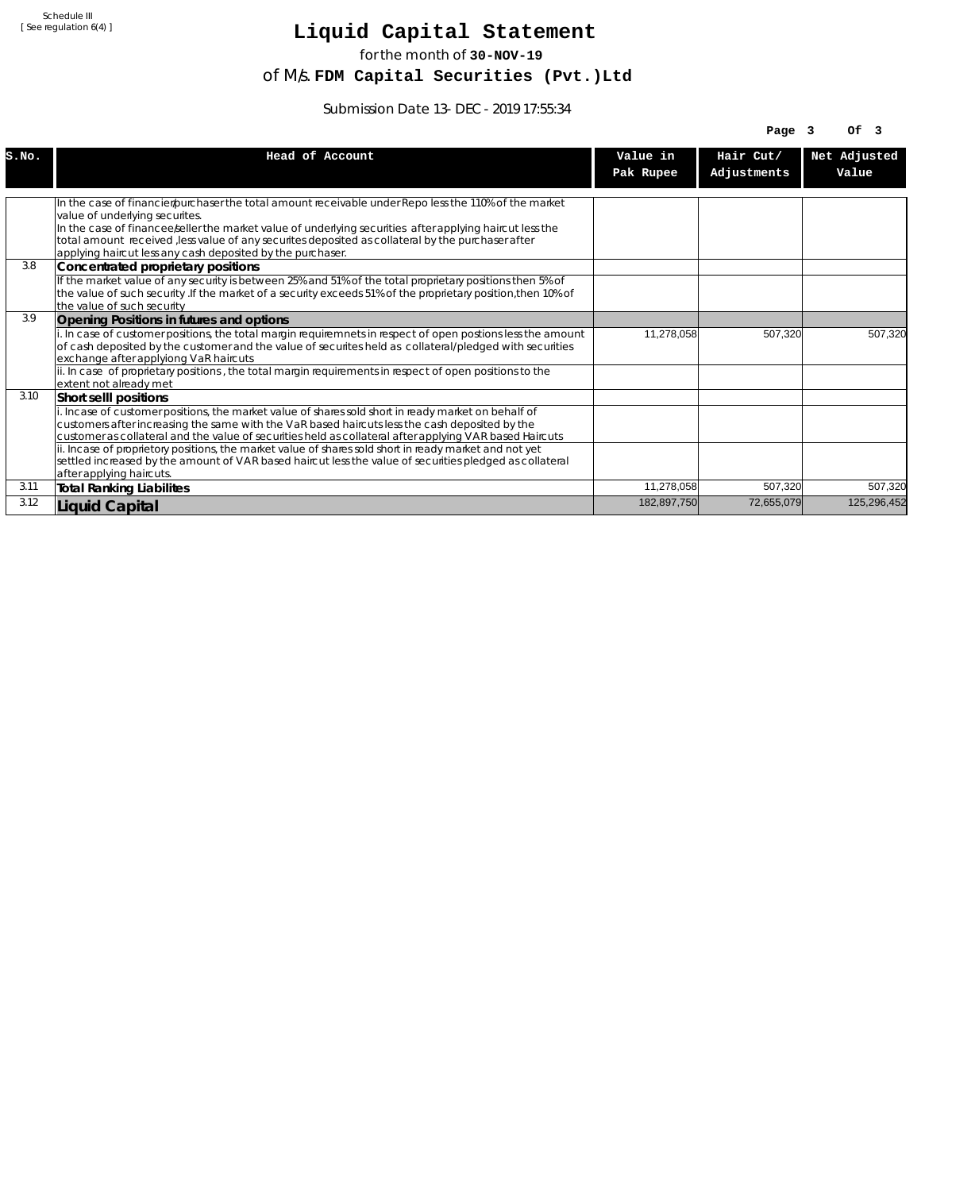Schedule III
[ See regulation 6(4) ]

# Liquid Capital Statement

for the month of **30-NOV-19**

of M/s. **FDM Capital Securities (Pvt.)Ltd**

Submission Date 13- DEC - 2019 17:55:34

| S.No. | Head of Account | Value in Pak Rupee | Hair Cut/ Adjustments | Net Adjusted Value |
|---|---|---|---|---|
| | In the case of financier/purchaser the total amount receivable under Repo less the 110% of the market value of underlying securites. In the case of financee/seller the market value of underlying securities after applying haircut less the total amount received ,less value of any securites deposited as collateral by the purchaser after applying haircut less any cash deposited by the purchaser. | | | |
| 3.8 | **Concentrated proprietary positions** | | | |
| | If the market value of any security is between 25% and 51% of the total proprietary positions then 5% of the value of such security .If the market of a security exceeds 51% of the proprietary position,then 10% of the value of such security | | | |
| 3.9 | **Opening Positions in futures and options** | | | |
| | i. In case of customer positions, the total margin requiremnets in respect of open postions less the amount of cash deposited by the customer and the value of securites held as collateral/pledged with securities exchange after applyiong VaR haircuts | 11,278,058 | 507,320 | 507,320 |
| | ii. In case of proprietary positions , the total margin requirements in respect of open positions to the extent not already met | | | |
| 3.10 | **Short selll positions** | | | |
| | i. Incase of customer positions, the market value of shares sold short in ready market on behalf of customers after increasing the same with the VaR based haircuts less the cash deposited by the customer as collateral and the value of securities held as collateral after applying VAR based Haircuts | | | |
| | ii. Incase of proprietory positions, the market value of shares sold short in ready market and not yet settled increased by the amount of VAR based haircut less the value of securities pledged as collateral after applying haircuts. | | | |
| 3.11 | **Total Ranking Liabilites** | 11,278,058 | 507,320 | 507,320 |
| 3.12 | **Liquid Capital** | 182,897,750 | 72,655,079 | 125,296,452 |